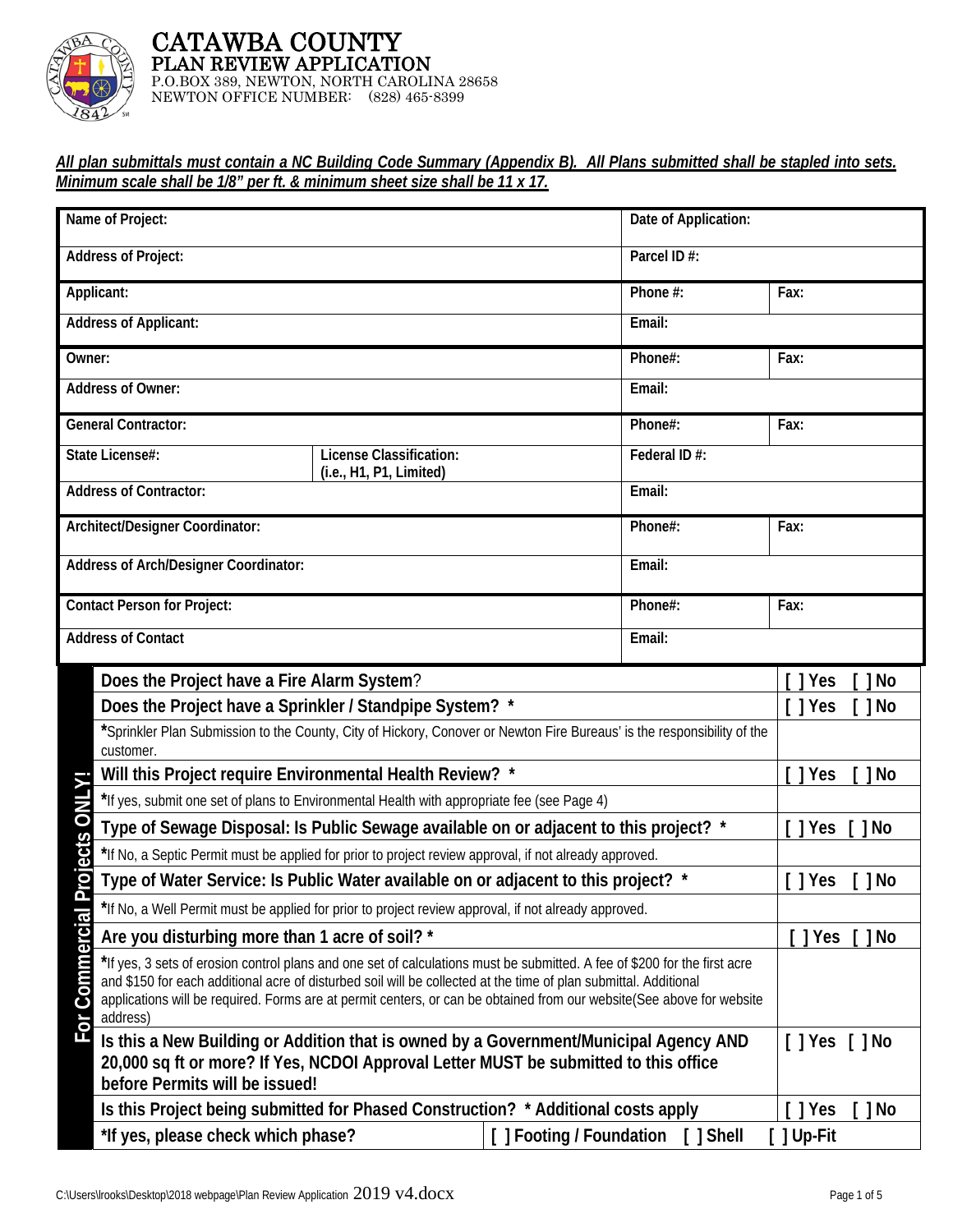# CATAWBA COUNTY

## PLAN REVIEW APPLICATION

P.O.BOX 389, NEWTON, NORTH CAROLINA 28658
NEWTON OFFICE NUMBER: (828) 465-8399

***All plan submittals must contain a NC Building Code Summary (Appendix B). All Plans submitted shall be stapled into sets. Minimum scale shall be 1/8" per ft. & minimum sheet size shall be 11 x 17.***

| | | | |
|---|---|---|---|
| Name of Project: | | Date of Application: | |
| Address of Project: | | Parcel ID #: | |
| Applicant: | | Phone #: | Fax: |
| Address of Applicant: | | Email: | |
| Owner: | | Phone#: | Fax: |
| Address of Owner: | | Email: | |
| General Contractor: | | Phone#: | Fax: |
| State License#: | License Classification: (i.e., H1, P1, Limited) | Federal ID #: | |
| Address of Contractor: | | Email: | |
| Architect/Designer Coordinator: | | Phone#: | Fax: |
| Address of Arch/Designer Coordinator: | | Email: | |
| Contact Person for Project: | | Phone#: | Fax: |
| Address of Contact | | Email: | |

**For Commercial Projects ONLY!**

| | |
|---|---|
| **Does the Project have a Fire Alarm System?** | [ ] Yes [ ] No |
| **Does the Project have a Sprinkler / Standpipe System? *** | [ ] Yes [ ] No |
| *Sprinkler Plan Submission to the County, City of Hickory, Conover or Newton Fire Bureaus' is the responsibility of the customer. | |
| **Will this Project require Environmental Health Review? *** | [ ] Yes [ ] No |
| *If yes, submit one set of plans to Environmental Health with appropriate fee (see Page 4) | |
| **Type of Sewage Disposal: Is Public Sewage available on or adjacent to this project? *** | [ ] Yes [ ] No |
| *If No, a Septic Permit must be applied for prior to project review approval, if not already approved. | |
| **Type of Water Service: Is Public Water available on or adjacent to this project? *** | [ ] Yes [ ] No |
| *If No, a Well Permit must be applied for prior to project review approval, if not already approved. | |
| **Are you disturbing more than 1 acre of soil? *** | [ ] Yes [ ] No |
| *If yes, 3 sets of erosion control plans and one set of calculations must be submitted. A fee of $200 for the first acre and $150 for each additional acre of disturbed soil will be collected at the time of plan submittal. Additional applications will be required. Forms are at permit centers, or can be obtained from our website(See above for website address) | |
| **Is this a New Building or Addition that is owned by a Government/Municipal Agency AND 20,000 sq ft or more? If Yes, NCDOI Approval Letter MUST be submitted to this office before Permits will be issued!** | [ ] Yes [ ] No |
| **Is this Project being submitted for Phased Construction? * Additional costs apply** | [ ] Yes [ ] No |
| **\*If yes, please check which phase?** [ ] Footing / Foundation [ ] Shell | [ ] Up-Fit |

C:\Users\lrooks\Desktop\2018 webpage\Plan Review Application 2019 v4.docx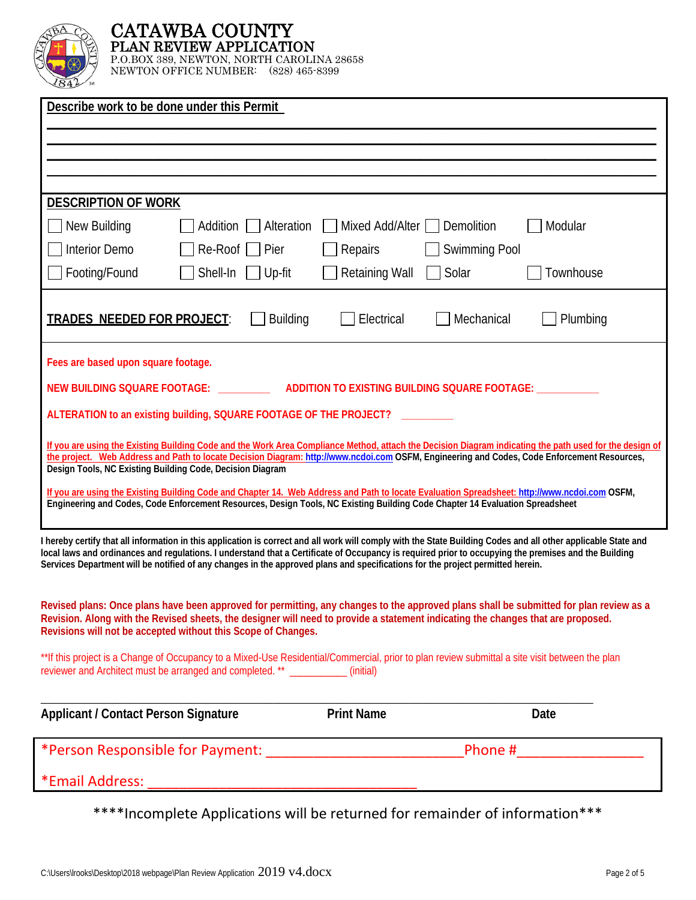# CATAWBA COUNTY
## PLAN REVIEW APPLICATION

P.O.BOX 389, NEWTON, NORTH CAROLINA 28658
NEWTON OFFICE NUMBER: (828) 465-8399

**Describe work to be done under this Permit**

______________________________________________________________________________

______________________________________________________________________________

______________________________________________________________________________

______________________________________________________________________________

**DESCRIPTION OF WORK**

| | | | | | |
|---|---|---|---|---|---|
| ☐ New Building | ☐ Addition ☐ Alteration | ☐ Mixed Add/Alter | ☐ Demolition | ☐ Modular |
| ☐ Interior Demo | ☐ Re-Roof ☐ Pier | ☐ Repairs | ☐ Swimming Pool | |
| ☐ Footing/Found | ☐ Shell-In ☐ Up-fit | ☐ Retaining Wall | ☐ Solar | ☐ Townhouse |

**TRADES NEEDED FOR PROJECT**: ☐ Building ☐ Electrical ☐ Mechanical ☐ Plumbing

**Fees are based upon square footage.**

**NEW BUILDING SQUARE FOOTAGE:** __________ **ADDITION TO EXISTING BUILDING SQUARE FOOTAGE:** ___________

**ALTERATION to an existing building, SQUARE FOOTAGE OF THE PROJECT?** __________

**If you are using the Existing Building Code and the Work Area Compliance Method, attach the Decision Diagram indicating the path used for the design of the project. Web Address and Path to locate Decision Diagram: http://www.ncdoi.com OSFM, Engineering and Codes, Code Enforcement Resources, Design Tools, NC Existing Building Code, Decision Diagram**

**If you are using the Existing Building Code and Chapter 14. Web Address and Path to locate Evaluation Spreadsheet: http://www.ncdoi.com OSFM, Engineering and Codes, Code Enforcement Resources, Design Tools, NC Existing Building Code Chapter 14 Evaluation Spreadsheet**

**I hereby certify that all information in this application is correct and all work will comply with the State Building Codes and all other applicable State and local laws and ordinances and regulations. I understand that a Certificate of Occupancy is required prior to occupying the premises and the Building Services Department will be notified of any changes in the approved plans and specifications for the project permitted herein.**

**Revised plans: Once plans have been approved for permitting, any changes to the approved plans shall be submitted for plan review as a Revision. Along with the Revised sheets, the designer will need to provide a statement indicating the changes that are proposed. Revisions will not be accepted without this Scope of Changes.**

**If this project is a Change of Occupancy to a Mixed-Use Residential/Commercial, prior to plan review submittal a site visit between the plan reviewer and Architect must be arranged and completed.** ___________ (initial)

______________________________________________________________________________

**Applicant / Contact Person Signature** **Print Name** **Date**

*Person Responsible for Payment: ___________________________ Phone #_________________

*Email Address: ____________________________________

****Incomplete Applications will be returned for remainder of information***

C:\Users\lrooks\Desktop\2018 webpage\Plan Review Application 2019 v4.docx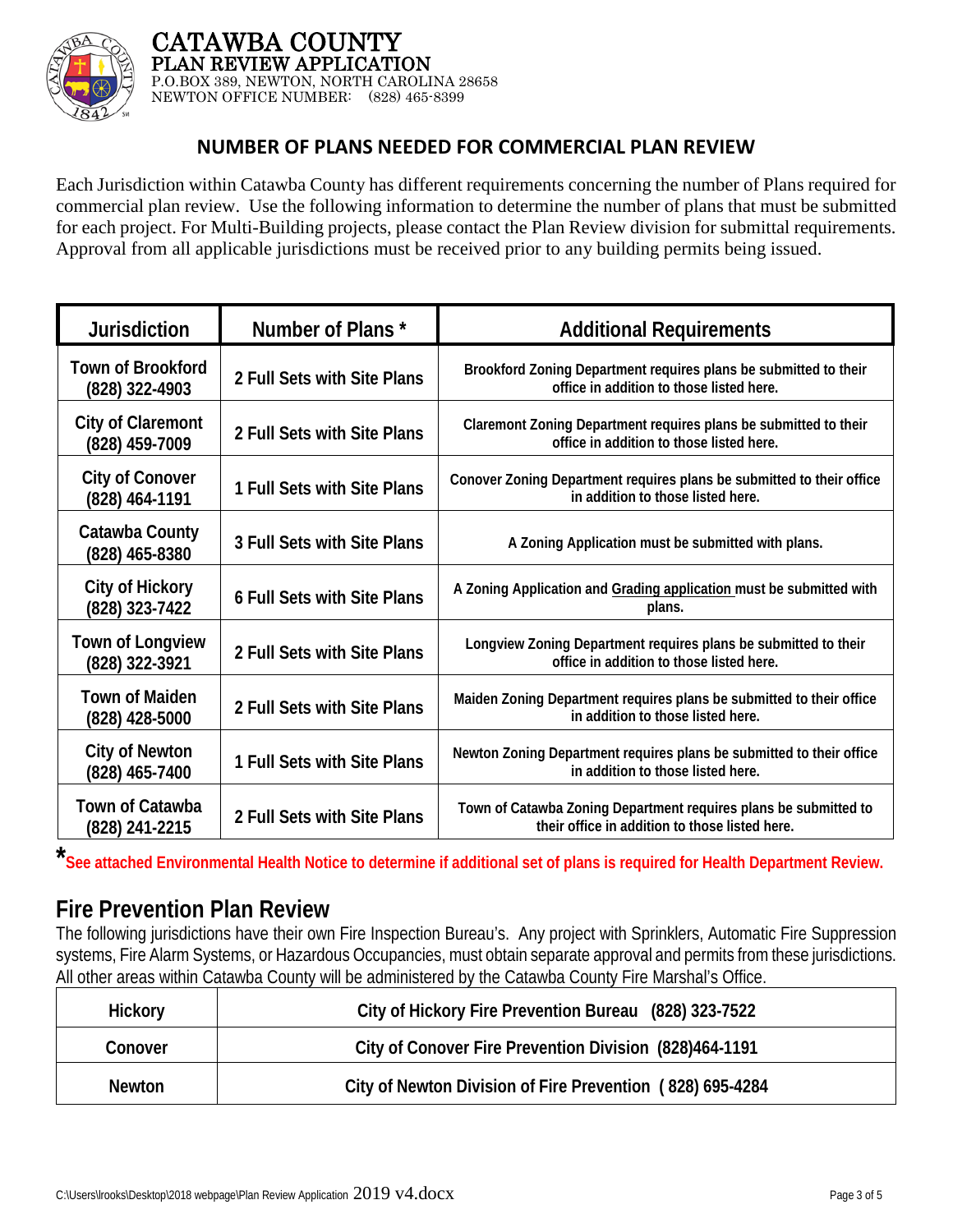# CATAWBA COUNTY

## PLAN REVIEW APPLICATION

P.O.BOX 389, NEWTON, NORTH CAROLINA 28658
NEWTON OFFICE NUMBER: (828) 465-8399

## NUMBER OF PLANS NEEDED FOR COMMERCIAL PLAN REVIEW

Each Jurisdiction within Catawba County has different requirements concerning the number of Plans required for commercial plan review. Use the following information to determine the number of plans that must be submitted for each project. For Multi-Building projects, please contact the Plan Review division for submittal requirements. Approval from all applicable jurisdictions must be received prior to any building permits being issued.

| Jurisdiction | Number of Plans * | Additional Requirements |
|---|---|---|
| Town of Brookford (828) 322-4903 | 2 Full Sets with Site Plans | Brookford Zoning Department requires plans be submitted to their office in addition to those listed here. |
| City of Claremont (828) 459-7009 | 2 Full Sets with Site Plans | Claremont Zoning Department requires plans be submitted to their office in addition to those listed here. |
| City of Conover (828) 464-1191 | 1 Full Sets with Site Plans | Conover Zoning Department requires plans be submitted to their office in addition to those listed here. |
| Catawba County (828) 465-8380 | 3 Full Sets with Site Plans | A Zoning Application must be submitted with plans. |
| City of Hickory (828) 323-7422 | 6 Full Sets with Site Plans | A Zoning Application and Grading application must be submitted with plans. |
| Town of Longview (828) 322-3921 | 2 Full Sets with Site Plans | Longview Zoning Department requires plans be submitted to their office in addition to those listed here. |
| Town of Maiden (828) 428-5000 | 2 Full Sets with Site Plans | Maiden Zoning Department requires plans be submitted to their office in addition to those listed here. |
| City of Newton (828) 465-7400 | 1 Full Sets with Site Plans | Newton Zoning Department requires plans be submitted to their office in addition to those listed here. |
| Town of Catawba (828) 241-2215 | 2 Full Sets with Site Plans | Town of Catawba Zoning Department requires plans be submitted to their office in addition to those listed here. |

*See attached Environmental Health Notice to determine if additional set of plans is required for Health Department Review.

## Fire Prevention Plan Review

The following jurisdictions have their own Fire Inspection Bureau's. Any project with Sprinklers, Automatic Fire Suppression systems, Fire Alarm Systems, or Hazardous Occupancies, must obtain separate approval and permits from these jurisdictions. All other areas within Catawba County will be administered by the Catawba County Fire Marshal's Office.

| | |
|---|---|
| Hickory | City of Hickory Fire Prevention Bureau (828) 323-7522 |
| Conover | City of Conover Fire Prevention Division (828)464-1191 |
| Newton | City of Newton Division of Fire Prevention ( 828) 695-4284 |

C:\Users\lrooks\Desktop\2018 webpage\Plan Review Application 2019 v4.docx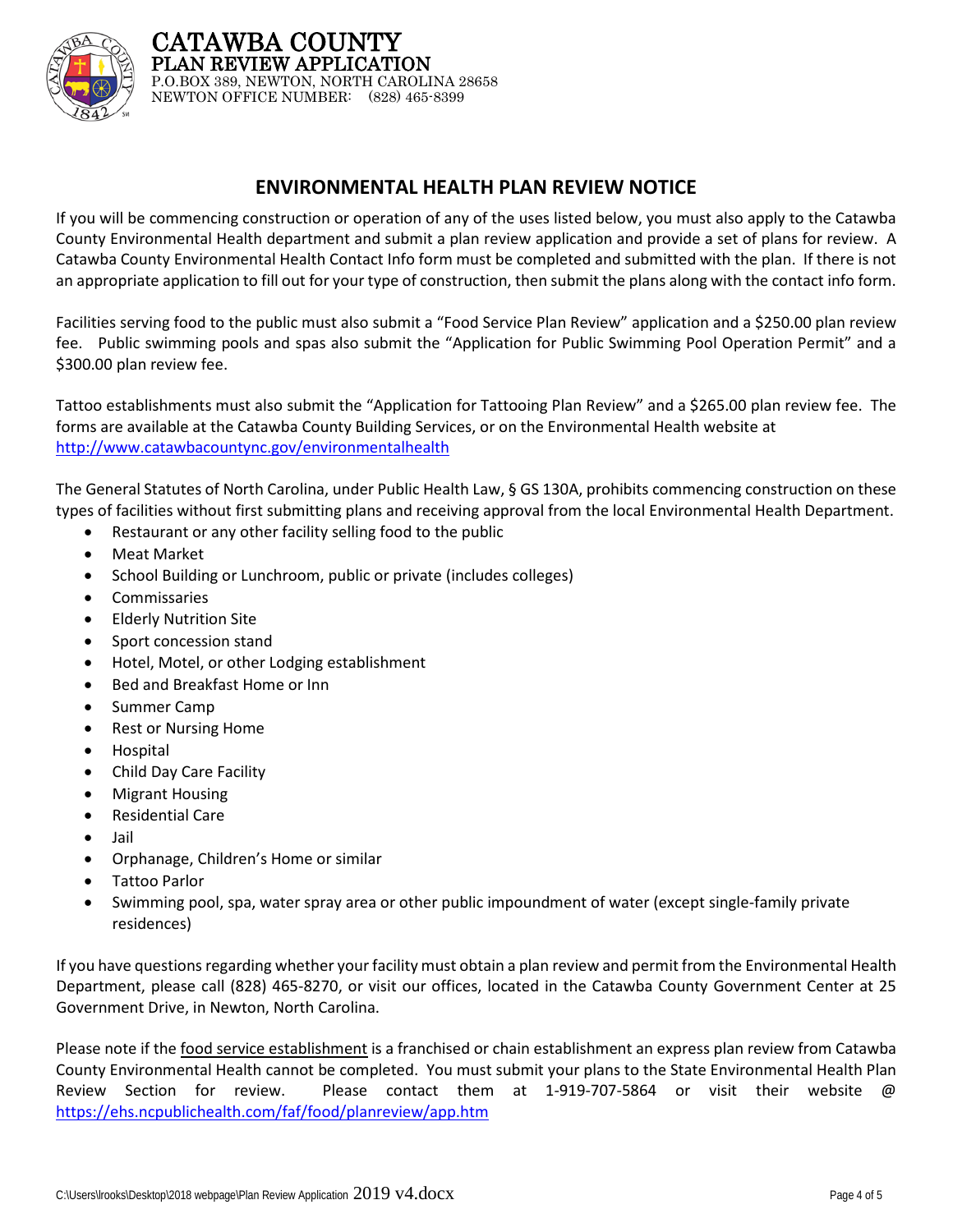# CATAWBA COUNTY

## PLAN REVIEW APPLICATION

P.O.BOX 389, NEWTON, NORTH CAROLINA 28658
NEWTON OFFICE NUMBER: (828) 465-8399

## ENVIRONMENTAL HEALTH PLAN REVIEW NOTICE

If you will be commencing construction or operation of any of the uses listed below, you must also apply to the Catawba County Environmental Health department and submit a plan review application and provide a set of plans for review. A Catawba County Environmental Health Contact Info form must be completed and submitted with the plan. If there is not an appropriate application to fill out for your type of construction, then submit the plans along with the contact info form.

Facilities serving food to the public must also submit a "Food Service Plan Review" application and a $250.00 plan review fee. Public swimming pools and spas also submit the "Application for Public Swimming Pool Operation Permit" and a $300.00 plan review fee.

Tattoo establishments must also submit the "Application for Tattooing Plan Review" and a $265.00 plan review fee. The forms are available at the Catawba County Building Services, or on the Environmental Health website at http://www.catawbacountync.gov/environmentalhealth

The General Statutes of North Carolina, under Public Health Law, § GS 130A, prohibits commencing construction on these types of facilities without first submitting plans and receiving approval from the local Environmental Health Department.

- Restaurant or any other facility selling food to the public
- Meat Market
- School Building or Lunchroom, public or private (includes colleges)
- Commissaries
- Elderly Nutrition Site
- Sport concession stand
- Hotel, Motel, or other Lodging establishment
- Bed and Breakfast Home or Inn
- Summer Camp
- Rest or Nursing Home
- Hospital
- Child Day Care Facility
- Migrant Housing
- Residential Care
- Jail
- Orphanage, Children's Home or similar
- Tattoo Parlor
- Swimming pool, spa, water spray area or other public impoundment of water (except single-family private residences)

If you have questions regarding whether your facility must obtain a plan review and permit from the Environmental Health Department, please call (828) 465-8270, or visit our offices, located in the Catawba County Government Center at 25 Government Drive, in Newton, North Carolina.

Please note if the food service establishment is a franchised or chain establishment an express plan review from Catawba County Environmental Health cannot be completed. You must submit your plans to the State Environmental Health Plan Review Section for review. Please contact them at 1-919-707-5864 or visit their website @ https://ehs.ncpublichealth.com/faf/food/planreview/app.htm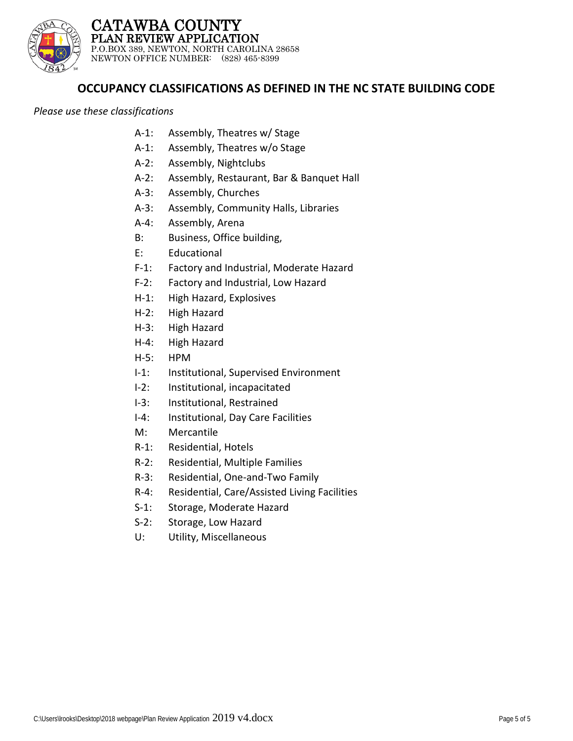# CATAWBA COUNTY
## PLAN REVIEW APPLICATION

P.O.BOX 389, NEWTON, NORTH CAROLINA 28658
NEWTON OFFICE NUMBER: (828) 465-8399

## OCCUPANCY CLASSIFICATIONS AS DEFINED IN THE NC STATE BUILDING CODE

*Please use these classifications*

- A-1: Assembly, Theatres w/ Stage
- A-1: Assembly, Theatres w/o Stage
- A-2: Assembly, Nightclubs
- A-2: Assembly, Restaurant, Bar & Banquet Hall
- A-3: Assembly, Churches
- A-3: Assembly, Community Halls, Libraries
- A-4: Assembly, Arena
- B: Business, Office building,
- E: Educational
- F-1: Factory and Industrial, Moderate Hazard
- F-2: Factory and Industrial, Low Hazard
- H-1: High Hazard, Explosives
- H-2: High Hazard
- H-3: High Hazard
- H-4: High Hazard
- H-5: HPM
- I-1: Institutional, Supervised Environment
- I-2: Institutional, incapacitated
- I-3: Institutional, Restrained
- I-4: Institutional, Day Care Facilities
- M: Mercantile
- R-1: Residential, Hotels
- R-2: Residential, Multiple Families
- R-3: Residential, One-and-Two Family
- R-4: Residential, Care/Assisted Living Facilities
- S-1: Storage, Moderate Hazard
- S-2: Storage, Low Hazard
- U: Utility, Miscellaneous